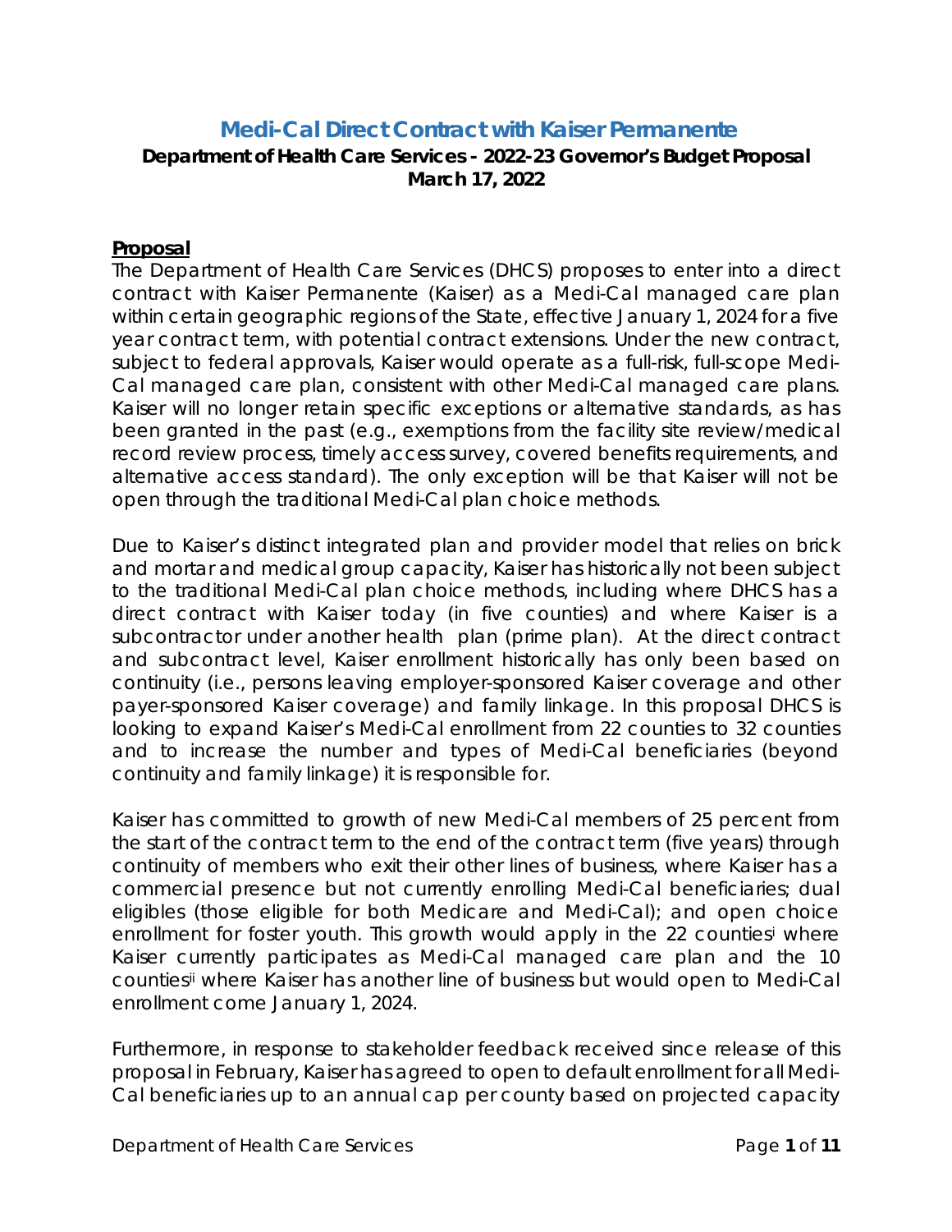# Medi-Cal Direct Contract with Kaiser Permanente

**Department of Health Care Services - 2022-23 Governor's Budget Proposal**
**March 17, 2022**

## Proposal

The Department of Health Care Services (DHCS) proposes to enter into a direct contract with Kaiser Permanente (Kaiser) as a Medi-Cal managed care plan within certain geographic regions of the State, effective January 1, 2024 for a five year contract term, with potential contract extensions. Under the new contract, subject to federal approvals, Kaiser would operate as a full-risk, full-scope Medi-Cal managed care plan, consistent with other Medi-Cal managed care plans. Kaiser will no longer retain specific exceptions or alternative standards, as has been granted in the past (e.g., exemptions from the facility site review/medical record review process, timely access survey, covered benefits requirements, and alternative access standard). The only exception will be that Kaiser will not be open through the traditional Medi-Cal plan choice methods.

Due to Kaiser's distinct integrated plan and provider model that relies on brick and mortar and medical group capacity, Kaiser has historically not been subject to the traditional Medi-Cal plan choice methods, including where DHCS has a direct contract with Kaiser today (in five counties) and where Kaiser is a subcontractor under another health plan (prime plan). At the direct contract and subcontract level, Kaiser enrollment historically has only been based on continuity (i.e., persons leaving employer-sponsored Kaiser coverage and other payer-sponsored Kaiser coverage) and family linkage. In this proposal DHCS is looking to expand Kaiser's Medi-Cal enrollment from 22 counties to 32 counties and to increase the number and types of Medi-Cal beneficiaries (beyond continuity and family linkage) it is responsible for.

Kaiser has committed to growth of new Medi-Cal members of 25 percent from the start of the contract term to the end of the contract term (five years) through continuity of members who exit their other lines of business, where Kaiser has a commercial presence but not currently enrolling Medi-Cal beneficiaries; dual eligibles (those eligible for both Medicare and Medi-Cal); and open choice enrollment for foster youth. This growth would apply in the 22 counties[i] where Kaiser currently participates as Medi-Cal managed care plan and the 10 counties[ii] where Kaiser has another line of business but would open to Medi-Cal enrollment come January 1, 2024.

Furthermore, in response to stakeholder feedback received since release of this proposal in February, Kaiser has agreed to open to default enrollment for all Medi-Cal beneficiaries up to an annual cap per county based on projected capacity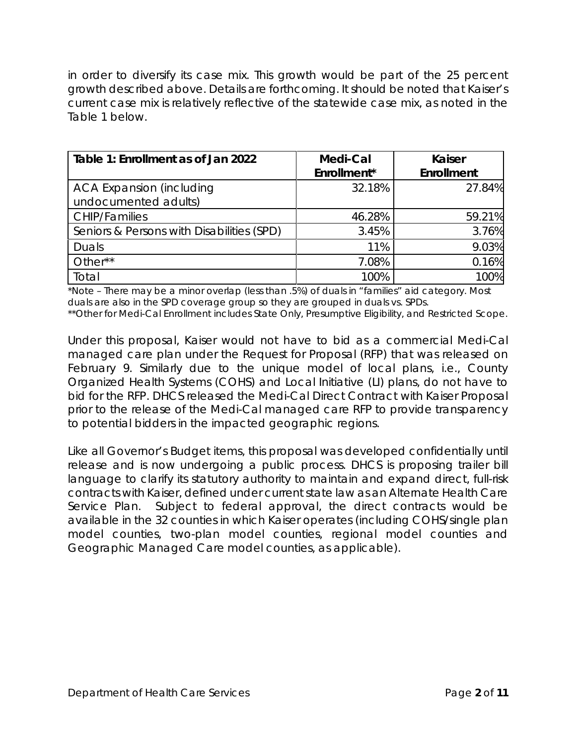in order to diversify its case mix. This growth would be part of the 25 percent growth described above. Details are forthcoming. It should be noted that Kaiser's current case mix is relatively reflective of the statewide case mix, as noted in the Table 1 below.

| **Table 1: Enrollment as of Jan 2022** | **Medi-Cal Enrollment*** | **Kaiser Enrollment** |
|---|---|---|
| ACA Expansion (including undocumented adults) | 32.18% | 27.84% |
| CHIP/Families | 46.28% | 59.21% |
| Seniors & Persons with Disabilities (SPD) | 3.45% | 3.76% |
| Duals | 11% | 9.03% |
| Other** | 7.08% | 0.16% |
| Total | 100% | 100% |

*Note – There may be a minor overlap (less than .5%) of duals in "families" aid category. Most duals are also in the SPD coverage group so they are grouped in duals vs. SPDs.

**Other for Medi-Cal Enrollment includes State Only, Presumptive Eligibility, and Restricted Scope.

Under this proposal, Kaiser would not have to bid as a commercial Medi-Cal managed care plan under the Request for Proposal (RFP) that was released on February 9. Similarly due to the unique model of local plans, i.e., County Organized Health Systems (COHS) and Local Initiative (LI) plans, do not have to bid for the RFP. DHCS released the Medi-Cal Direct Contract with Kaiser Proposal prior to the release of the Medi-Cal managed care RFP to provide transparency to potential bidders in the impacted geographic regions.

Like all Governor's Budget items, this proposal was developed confidentially until release and is now undergoing a public process. DHCS is proposing trailer bill language to clarify its statutory authority to maintain and expand direct, full-risk contracts with Kaiser, defined under current state law as an Alternate Health Care Service Plan. Subject to federal approval, the direct contracts would be available in the 32 counties in which Kaiser operates (including COHS/single plan model counties, two-plan model counties, regional model counties and Geographic Managed Care model counties, as applicable).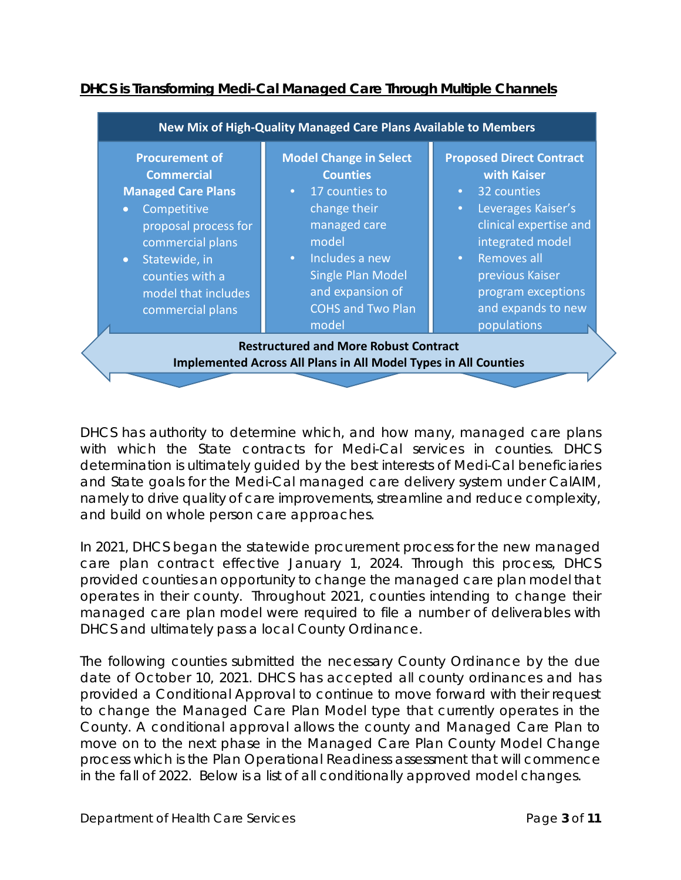**DHCS is Transforming Medi-Cal Managed Care Through Multiple Channels**

**New Mix of High-Quality Managed Care Plans Available to Members**

**Procurement of Commercial Managed Care Plans**

- Competitive proposal process for commercial plans
- Statewide, in counties with a model that includes commercial plans

**Model Change in Select Counties**

- 17 counties to change their managed care model
- Includes a new Single Plan Model and expansion of COHS and Two Plan model

**Proposed Direct Contract with Kaiser**

- 32 counties
- Leverages Kaiser's clinical expertise and integrated model
- Removes all previous Kaiser program exceptions and expands to new populations

**Restructured and More Robust Contract Implemented Across All Plans in All Model Types in All Counties**

DHCS has authority to determine which, and how many, managed care plans with which the State contracts for Medi-Cal services in counties. DHCS determination is ultimately guided by the best interests of Medi-Cal beneficiaries and State goals for the Medi-Cal managed care delivery system under CalAIM, namely to drive quality of care improvements, streamline and reduce complexity, and build on whole person care approaches.

In 2021, DHCS began the statewide procurement process for the new managed care plan contract effective January 1, 2024. Through this process, DHCS provided counties an opportunity to change the managed care plan model that operates in their county. Throughout 2021, counties intending to change their managed care plan model were required to file a number of deliverables with DHCS and ultimately pass a local County Ordinance.

The following counties submitted the necessary County Ordinance by the due date of October 10, 2021. DHCS has accepted all county ordinances and has provided a Conditional Approval to continue to move forward with their request to change the Managed Care Plan Model type that currently operates in the County. A conditional approval allows the county and Managed Care Plan to move on to the next phase in the Managed Care Plan County Model Change process which is the Plan Operational Readiness assessment that will commence in the fall of 2022. Below is a list of all conditionally approved model changes.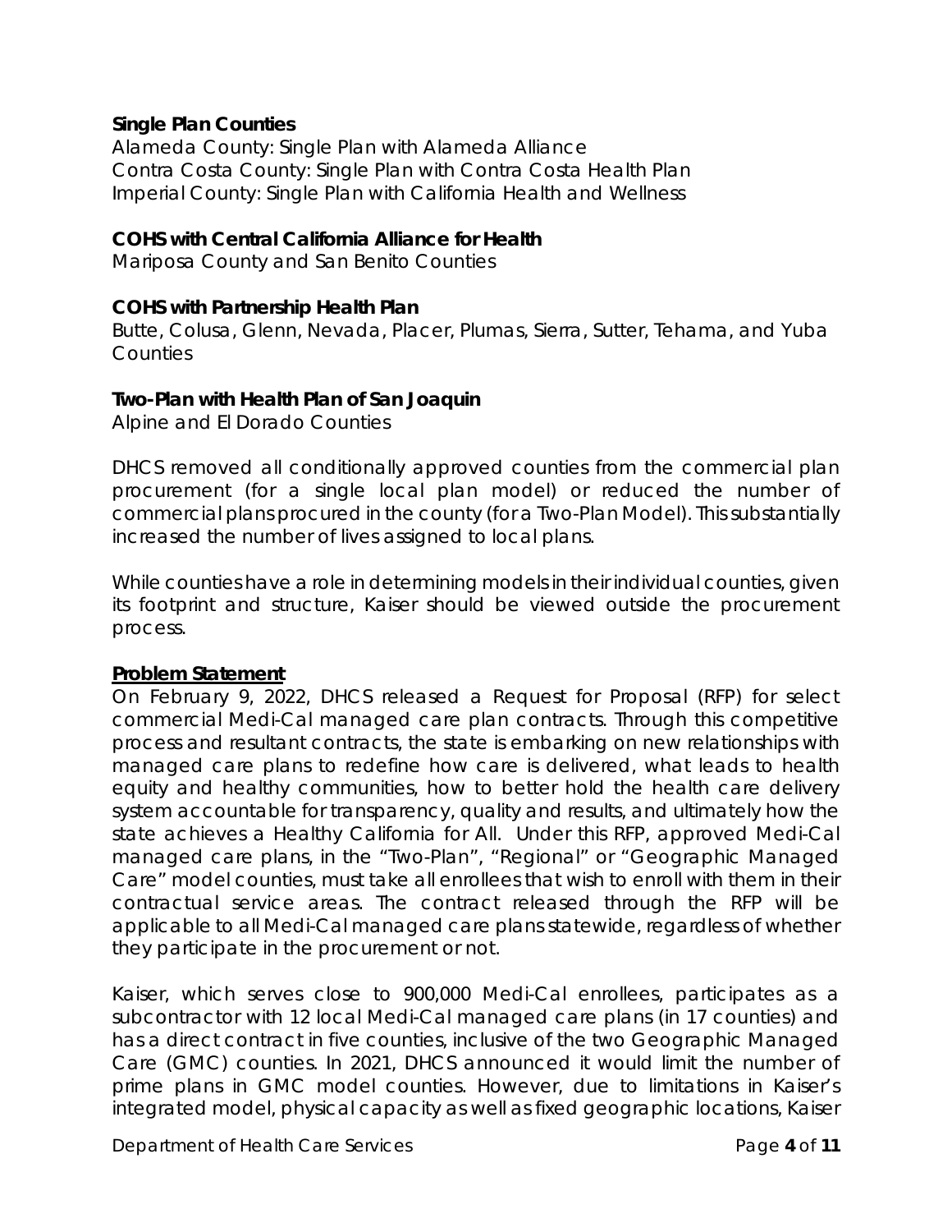**Single Plan Counties**
Alameda County: Single Plan with Alameda Alliance
Contra Costa County: Single Plan with Contra Costa Health Plan
Imperial County: Single Plan with California Health and Wellness

**COHS with Central California Alliance for Health**
Mariposa County and San Benito Counties

**COHS with Partnership Health Plan**
Butte, Colusa, Glenn, Nevada, Placer, Plumas, Sierra, Sutter, Tehama, and Yuba Counties

**Two-Plan with Health Plan of San Joaquin**
Alpine and El Dorado Counties

DHCS removed all conditionally approved counties from the commercial plan procurement (for a single local plan model) or reduced the number of commercial plans procured in the county (for a Two-Plan Model). This substantially increased the number of lives assigned to local plans.

While counties have a role in determining models in their individual counties, given its footprint and structure, Kaiser should be viewed outside the procurement process.

**Problem Statement**

On February 9, 2022, DHCS released a Request for Proposal (RFP) for select commercial Medi-Cal managed care plan contracts. Through this competitive process and resultant contracts, the state is embarking on new relationships with managed care plans to redefine how care is delivered, what leads to health equity and healthy communities, how to better hold the health care delivery system accountable for transparency, quality and results, and ultimately how the state achieves a Healthy California for All. Under this RFP, approved Medi-Cal managed care plans, in the "Two-Plan", "Regional" or "Geographic Managed Care" model counties, must take all enrollees that wish to enroll with them in their contractual service areas. The contract released through the RFP will be applicable to all Medi-Cal managed care plans statewide, regardless of whether they participate in the procurement or not.

Kaiser, which serves close to 900,000 Medi-Cal enrollees, participates as a subcontractor with 12 local Medi-Cal managed care plans (in 17 counties) and has a direct contract in five counties, inclusive of the two Geographic Managed Care (GMC) counties. In 2021, DHCS announced it would limit the number of prime plans in GMC model counties. However, due to limitations in Kaiser's integrated model, physical capacity as well as fixed geographic locations, Kaiser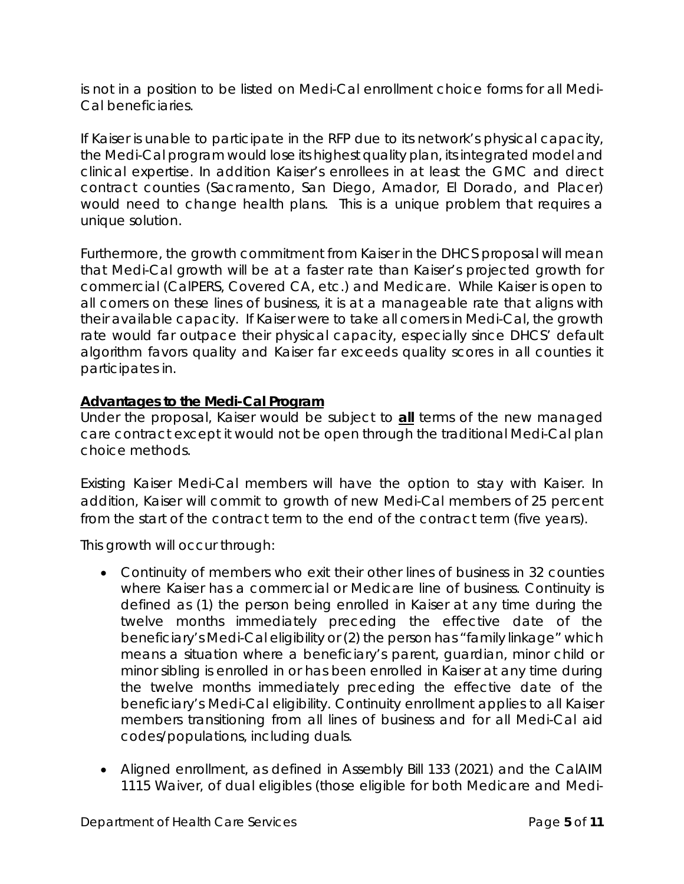is not in a position to be listed on Medi-Cal enrollment choice forms for all Medi-Cal beneficiaries.

If Kaiser is unable to participate in the RFP due to its network's physical capacity, the Medi-Cal program would lose its highest quality plan, its integrated model and clinical expertise. In addition Kaiser's enrollees in at least the GMC and direct contract counties (Sacramento, San Diego, Amador, El Dorado, and Placer) would need to change health plans. This is a unique problem that requires a unique solution.

Furthermore, the growth commitment from Kaiser in the DHCS proposal will mean that Medi-Cal growth will be at a faster rate than Kaiser's projected growth for commercial (CalPERS, Covered CA, etc.) and Medicare. While Kaiser is open to all comers on these lines of business, it is at a manageable rate that aligns with their available capacity. If Kaiser were to take all comers in Medi-Cal, the growth rate would far outpace their physical capacity, especially since DHCS' default algorithm favors quality and Kaiser far exceeds quality scores in all counties it participates in.

## Advantages to the Medi-Cal Program

Under the proposal, Kaiser would be subject to **all** terms of the new managed care contract except it would not be open through the traditional Medi-Cal plan choice methods.

Existing Kaiser Medi-Cal members will have the option to stay with Kaiser. In addition, Kaiser will commit to growth of new Medi-Cal members of 25 percent from the start of the contract term to the end of the contract term (five years).

This growth will occur through:

- Continuity of members who exit their other lines of business in 32 counties where Kaiser has a commercial or Medicare line of business. Continuity is defined as (1) the person being enrolled in Kaiser at any time during the twelve months immediately preceding the effective date of the beneficiary's Medi-Cal eligibility or (2) the person has "family linkage" which means a situation where a beneficiary's parent, guardian, minor child or minor sibling is enrolled in or has been enrolled in Kaiser at any time during the twelve months immediately preceding the effective date of the beneficiary's Medi-Cal eligibility. Continuity enrollment applies to all Kaiser members transitioning from all lines of business and for all Medi-Cal aid codes/populations, including duals.
- Aligned enrollment, as defined in Assembly Bill 133 (2021) and the CalAIM 1115 Waiver, of dual eligibles (those eligible for both Medicare and Medi-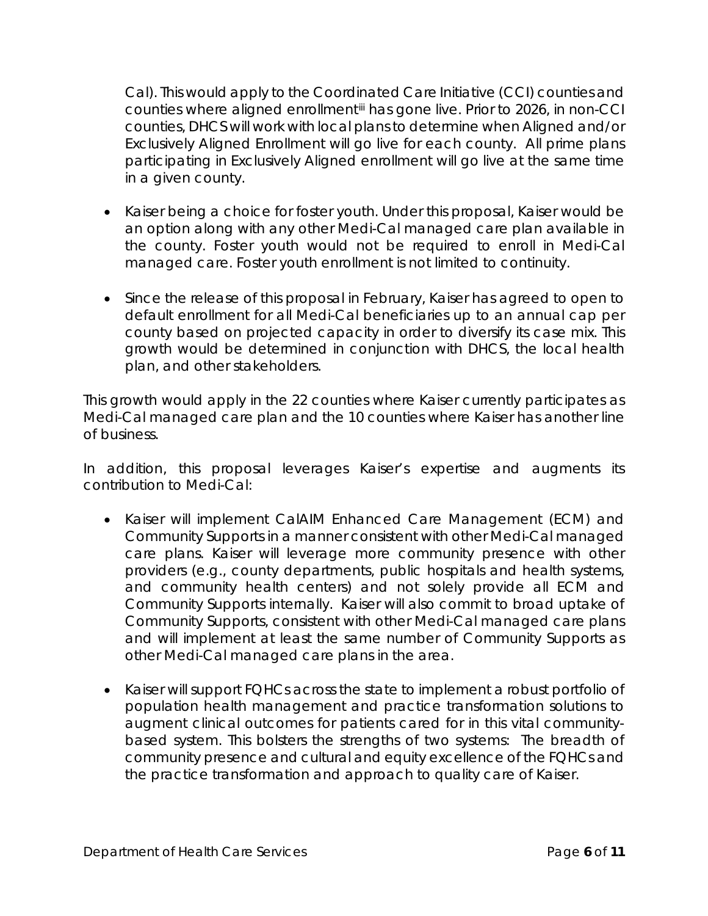Cal). This would apply to the Coordinated Care Initiative (CCI) counties and counties where aligned enrollment[iii] has gone live. Prior to 2026, in non-CCI counties, DHCS will work with local plans to determine when Aligned and/or Exclusively Aligned Enrollment will go live for each county. All prime plans participating in Exclusively Aligned enrollment will go live at the same time in a given county.

- Kaiser being a choice for foster youth. Under this proposal, Kaiser would be an option along with any other Medi-Cal managed care plan available in the county. Foster youth would not be required to enroll in Medi-Cal managed care. Foster youth enrollment is not limited to continuity.
- Since the release of this proposal in February, Kaiser has agreed to open to default enrollment for all Medi-Cal beneficiaries up to an annual cap per county based on projected capacity in order to diversify its case mix. This growth would be determined in conjunction with DHCS, the local health plan, and other stakeholders.

This growth would apply in the 22 counties where Kaiser currently participates as Medi-Cal managed care plan and the 10 counties where Kaiser has another line of business.

In addition, this proposal leverages Kaiser's expertise and augments its contribution to Medi-Cal:

- Kaiser will implement CalAIM Enhanced Care Management (ECM) and Community Supports in a manner consistent with other Medi-Cal managed care plans. Kaiser will leverage more community presence with other providers (e.g., county departments, public hospitals and health systems, and community health centers) and not solely provide all ECM and Community Supports internally. Kaiser will also commit to broad uptake of Community Supports, consistent with other Medi-Cal managed care plans and will implement at least the same number of Community Supports as other Medi-Cal managed care plans in the area.
- Kaiser will support FQHCs across the state to implement a robust portfolio of population health management and practice transformation solutions to augment clinical outcomes for patients cared for in this vital community-based system. This bolsters the strengths of two systems: The breadth of community presence and cultural and equity excellence of the FQHCs and the practice transformation and approach to quality care of Kaiser.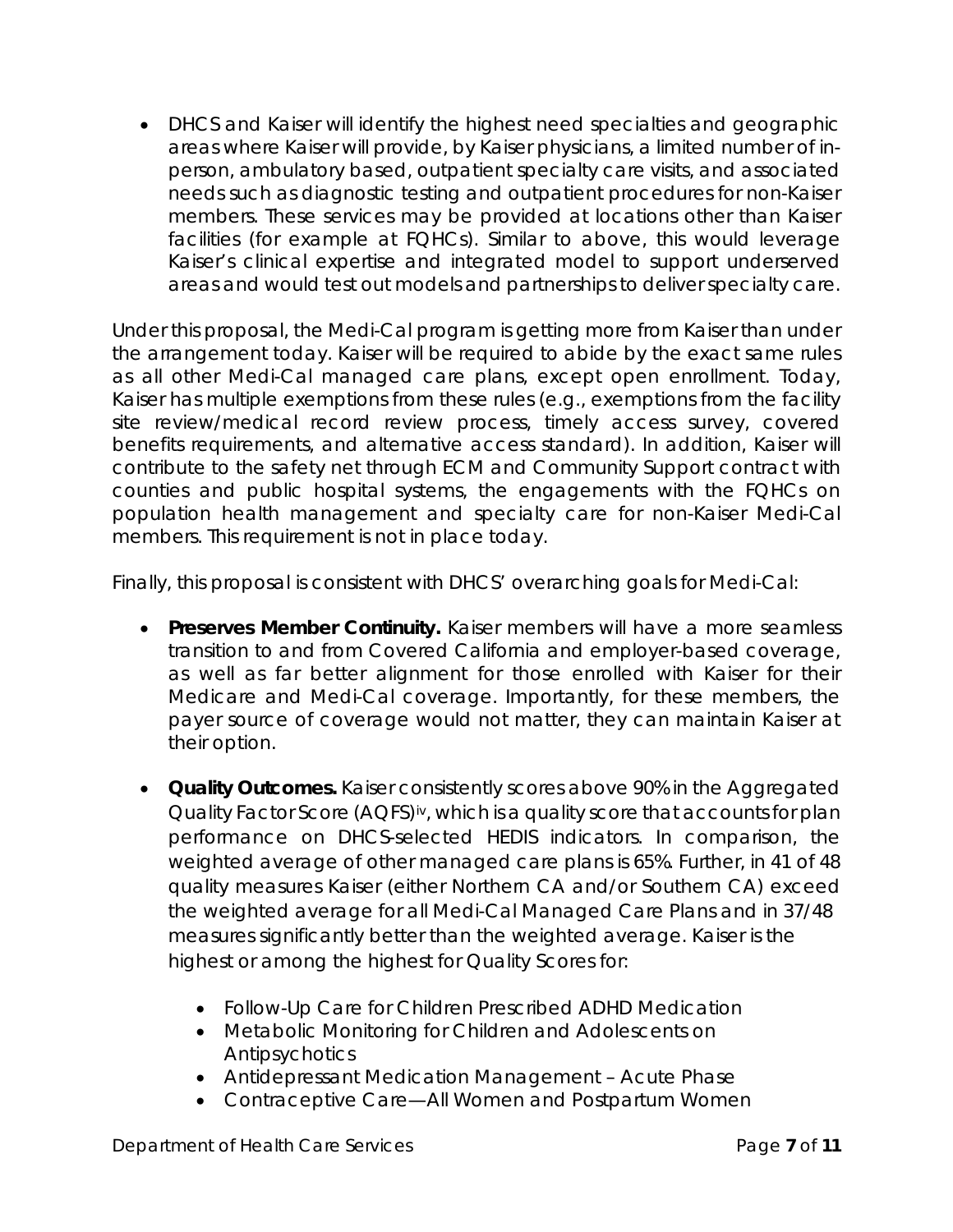- DHCS and Kaiser will identify the highest need specialties and geographic areas where Kaiser will provide, by Kaiser physicians, a limited number of in-person, ambulatory based, outpatient specialty care visits, and associated needs such as diagnostic testing and outpatient procedures for non-Kaiser members. These services may be provided at locations other than Kaiser facilities (for example at FQHCs). Similar to above, this would leverage Kaiser's clinical expertise and integrated model to support underserved areas and would test out models and partnerships to deliver specialty care.

Under this proposal, the Medi-Cal program is getting more from Kaiser than under the arrangement today. Kaiser will be required to abide by the exact same rules as all other Medi-Cal managed care plans, except open enrollment. Today, Kaiser has multiple exemptions from these rules (e.g., exemptions from the facility site review/medical record review process, timely access survey, covered benefits requirements, and alternative access standard). In addition, Kaiser will contribute to the safety net through ECM and Community Support contract with counties and public hospital systems, the engagements with the FQHCs on population health management and specialty care for non-Kaiser Medi-Cal members. This requirement is not in place today.

Finally, this proposal is consistent with DHCS' overarching goals for Medi-Cal:

- **Preserves Member Continuity.** Kaiser members will have a more seamless transition to and from Covered California and employer-based coverage, as well as far better alignment for those enrolled with Kaiser for their Medicare and Medi-Cal coverage. Importantly, for these members, the payer source of coverage would not matter, they can maintain Kaiser at their option.

- **Quality Outcomes.** Kaiser consistently scores above 90% in the Aggregated Quality Factor Score (AQFS)[iv], which is a quality score that accounts for plan performance on DHCS-selected HEDIS indicators. In comparison, the weighted average of other managed care plans is 65%. Further, in 41 of 48 quality measures Kaiser (either Northern CA and/or Southern CA) exceed the weighted average for all Medi-Cal Managed Care Plans and in 37/48 measures significantly better than the weighted average. Kaiser is the highest or among the highest for Quality Scores for:

  - Follow-Up Care for Children Prescribed ADHD Medication
  - Metabolic Monitoring for Children and Adolescents on Antipsychotics
  - Antidepressant Medication Management – Acute Phase
  - Contraceptive Care—All Women and Postpartum Women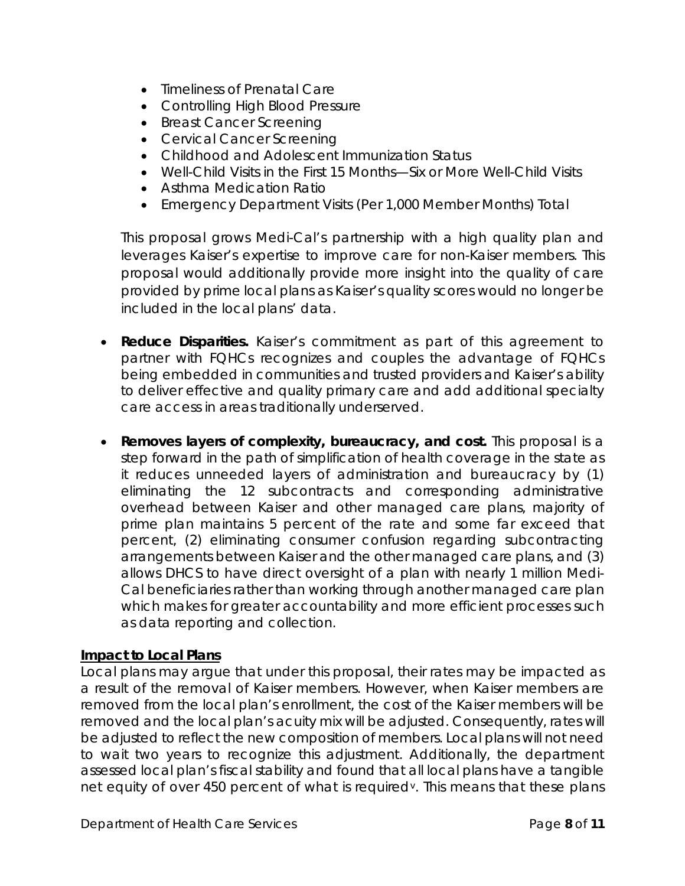- Timeliness of Prenatal Care
- Controlling High Blood Pressure
- Breast Cancer Screening
- Cervical Cancer Screening
- Childhood and Adolescent Immunization Status
- Well-Child Visits in the First 15 Months—Six or More Well-Child Visits
- Asthma Medication Ratio
- Emergency Department Visits (Per 1,000 Member Months) Total

This proposal grows Medi-Cal's partnership with a high quality plan and leverages Kaiser's expertise to improve care for non-Kaiser members. This proposal would additionally provide more insight into the quality of care provided by prime local plans as Kaiser's quality scores would no longer be included in the local plans' data.

- **Reduce Disparities.** Kaiser's commitment as part of this agreement to partner with FQHCs recognizes and couples the advantage of FQHCs being embedded in communities and trusted providers and Kaiser's ability to deliver effective and quality primary care and add additional specialty care access in areas traditionally underserved.

- **Removes layers of complexity, bureaucracy, and cost.** This proposal is a step forward in the path of simplification of health coverage in the state as it reduces unneeded layers of administration and bureaucracy by (1) eliminating the 12 subcontracts and corresponding administrative overhead between Kaiser and other managed care plans, majority of prime plan maintains 5 percent of the rate and some far exceed that percent, (2) eliminating consumer confusion regarding subcontracting arrangements between Kaiser and the other managed care plans, and (3) allows DHCS to have direct oversight of a plan with nearly 1 million Medi-Cal beneficiaries rather than working through another managed care plan which makes for greater accountability and more efficient processes such as data reporting and collection.

**Impact to Local Plans**

Local plans may argue that under this proposal, their rates may be impacted as a result of the removal of Kaiser members. However, when Kaiser members are removed from the local plan's enrollment, the cost of the Kaiser members will be removed and the local plan's acuity mix will be adjusted. Consequently, rates will be adjusted to reflect the new composition of members. Local plans will not need to wait two years to recognize this adjustment. Additionally, the department assessed local plan's fiscal stability and found that all local plans have a tangible net equity of over 450 percent of what is required[v]. This means that these plans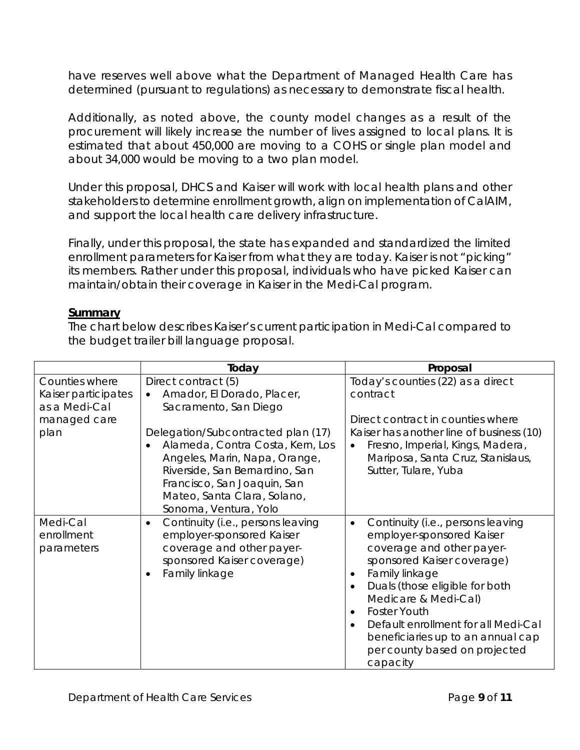have reserves well above what the Department of Managed Health Care has determined (pursuant to regulations) as necessary to demonstrate fiscal health.

Additionally, as noted above, the county model changes as a result of the procurement will likely increase the number of lives assigned to local plans. It is estimated that about 450,000 are moving to a COHS or single plan model and about 34,000 would be moving to a two plan model.

Under this proposal, DHCS and Kaiser will work with local health plans and other stakeholders to determine enrollment growth, align on implementation of CalAIM, and support the local health care delivery infrastructure.

Finally, under this proposal, the state has expanded and standardized the limited enrollment parameters for Kaiser from what they are today. Kaiser is not "picking" its members. Rather under this proposal, individuals who have picked Kaiser can maintain/obtain their coverage in Kaiser in the Medi-Cal program.

**Summary**

The chart below describes Kaiser's current participation in Medi-Cal compared to the budget trailer bill language proposal.

| | **Today** | **Proposal** |
|---|---|---|
| Counties where Kaiser participates as a Medi-Cal managed care plan | Direct contract (5)<br>• Amador, El Dorado, Placer, Sacramento, San Diego<br><br>Delegation/Subcontracted plan (17)<br>• Alameda, Contra Costa, Kern, Los Angeles, Marin, Napa, Orange, Riverside, San Bernardino, San Francisco, San Joaquin, San Mateo, Santa Clara, Solano, Sonoma, Ventura, Yolo | Today's counties (22) as a direct contract<br><br>Direct contract in counties where Kaiser has another line of business (10)<br>• Fresno, Imperial, Kings, Madera, Mariposa, Santa Cruz, Stanislaus, Sutter, Tulare, Yuba |
| Medi-Cal enrollment parameters | • Continuity (i.e., persons leaving employer-sponsored Kaiser coverage and other payer-sponsored Kaiser coverage)<br>• Family linkage | • Continuity (i.e., persons leaving employer-sponsored Kaiser coverage and other payer-sponsored Kaiser coverage)<br>• Family linkage<br>• Duals (those eligible for both Medicare & Medi-Cal)<br>• Foster Youth<br>• Default enrollment for all Medi-Cal beneficiaries up to an annual cap per county based on projected capacity |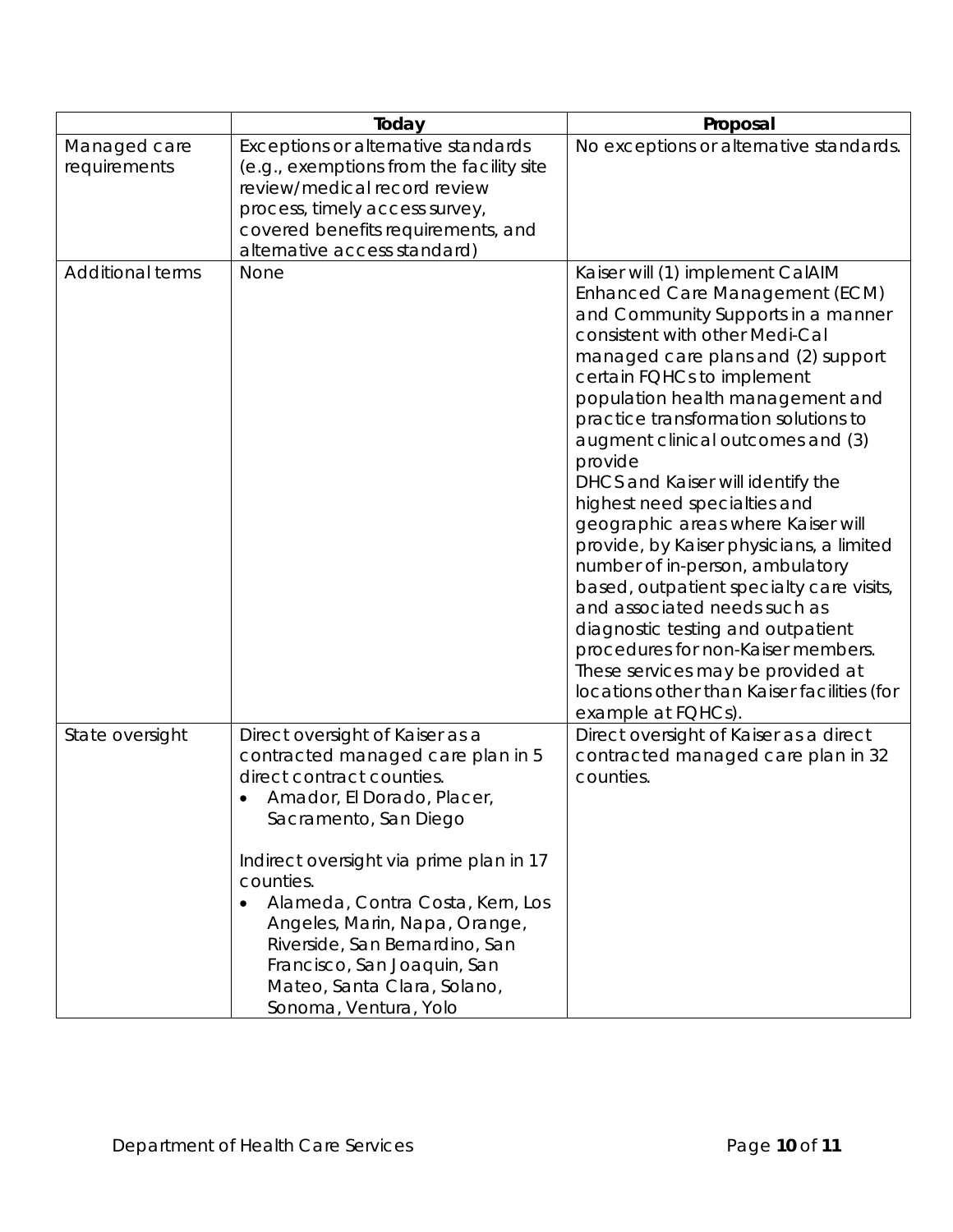| | Today | Proposal |
|---|---|---|
| Managed care requirements | Exceptions or alternative standards (e.g., exemptions from the facility site review/medical record review process, timely access survey, covered benefits requirements, and alternative access standard) | No exceptions or alternative standards. |
| Additional terms | None | Kaiser will (1) implement CalAIM Enhanced Care Management (ECM) and Community Supports in a manner consistent with other Medi-Cal managed care plans and (2) support certain FQHCs to implement population health management and practice transformation solutions to augment clinical outcomes and (3) provide<br>DHCS and Kaiser will identify the highest need specialties and geographic areas where Kaiser will provide, by Kaiser physicians, a limited number of in-person, ambulatory based, outpatient specialty care visits, and associated needs such as diagnostic testing and outpatient procedures for non-Kaiser members. These services may be provided at locations other than Kaiser facilities (for example at FQHCs). |
| State oversight | Direct oversight of Kaiser as a contracted managed care plan in 5 direct contract counties.<br>• Amador, El Dorado, Placer, Sacramento, San Diego<br><br>Indirect oversight via prime plan in 17 counties.<br>• Alameda, Contra Costa, Kern, Los Angeles, Marin, Napa, Orange, Riverside, San Bernardino, San Francisco, San Joaquin, San Mateo, Santa Clara, Solano, Sonoma, Ventura, Yolo | Direct oversight of Kaiser as a direct contracted managed care plan in 32 counties. |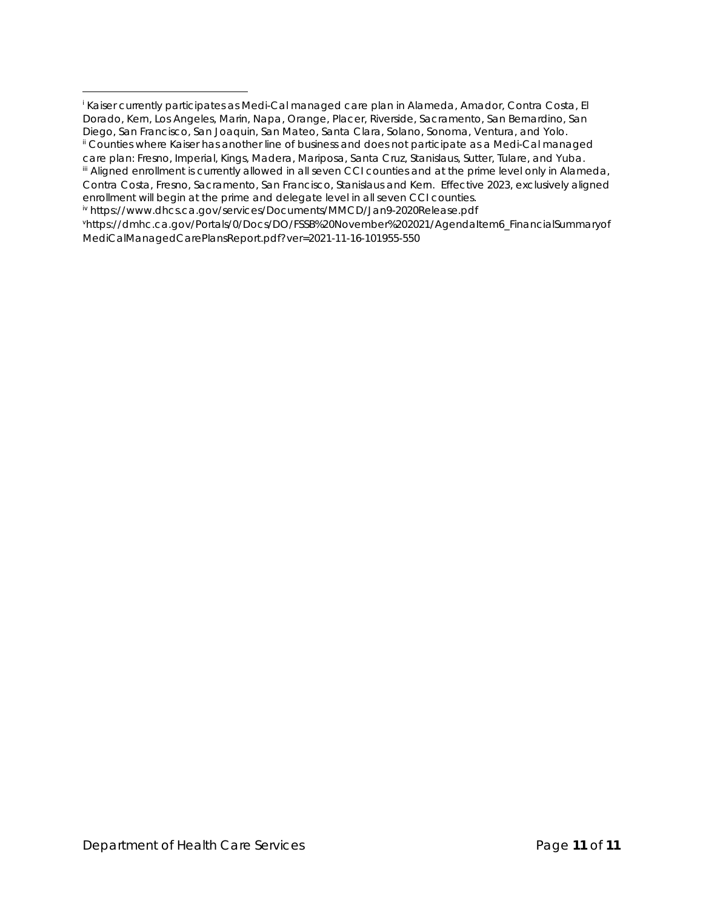[i] Kaiser currently participates as Medi-Cal managed care plan in Alameda, Amador, Contra Costa, El Dorado, Kern, Los Angeles, Marin, Napa, Orange, Placer, Riverside, Sacramento, San Bernardino, San Diego, San Francisco, San Joaquin, San Mateo, Santa Clara, Solano, Sonoma, Ventura, and Yolo.

[ii] Counties where Kaiser has another line of business and does not participate as a Medi-Cal managed care plan: Fresno, Imperial, Kings, Madera, Mariposa, Santa Cruz, Stanislaus, Sutter, Tulare, and Yuba.

[iii] Aligned enrollment is currently allowed in all seven CCI counties and at the prime level only in Alameda, Contra Costa, Fresno, Sacramento, San Francisco, Stanislaus and Kern. Effective 2023, exclusively aligned enrollment will begin at the prime and delegate level in all seven CCI counties.

[iv] https://www.dhcs.ca.gov/services/Documents/MMCD/Jan9-2020Release.pdf

[v] https://dmhc.ca.gov/Portals/0/Docs/DO/FSSB%20November%202021/AgendaItem6_FinancialSummaryofMediCalManagedCarePlansReport.pdf?ver=2021-11-16-101955-550